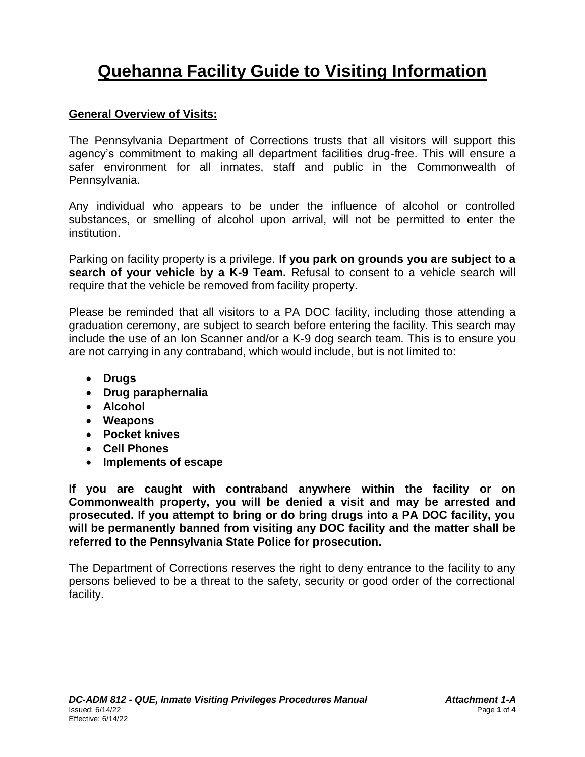# Quehanna Facility Guide to Visiting Information

## General Overview of Visits:

The Pennsylvania Department of Corrections trusts that all visitors will support this agency's commitment to making all department facilities drug-free. This will ensure a safer environment for all inmates, staff and public in the Commonwealth of Pennsylvania.

Any individual who appears to be under the influence of alcohol or controlled substances, or smelling of alcohol upon arrival, will not be permitted to enter the institution.

Parking on facility property is a privilege. **If you park on grounds you are subject to a search of your vehicle by a K-9 Team.** Refusal to consent to a vehicle search will require that the vehicle be removed from facility property.

Please be reminded that all visitors to a PA DOC facility, including those attending a graduation ceremony, are subject to search before entering the facility. This search may include the use of an Ion Scanner and/or a K-9 dog search team. This is to ensure you are not carrying in any contraband, which would include, but is not limited to:

- **Drugs**
- **Drug paraphernalia**
- **Alcohol**
- **Weapons**
- **Pocket knives**
- **Cell Phones**
- **Implements of escape**

**If you are caught with contraband anywhere within the facility or on Commonwealth property, you will be denied a visit and may be arrested and prosecuted. If you attempt to bring or do bring drugs into a PA DOC facility, you will be permanently banned from visiting any DOC facility and the matter shall be referred to the Pennsylvania State Police for prosecution.**

The Department of Corrections reserves the right to deny entrance to the facility to any persons believed to be a threat to the safety, security or good order of the correctional facility.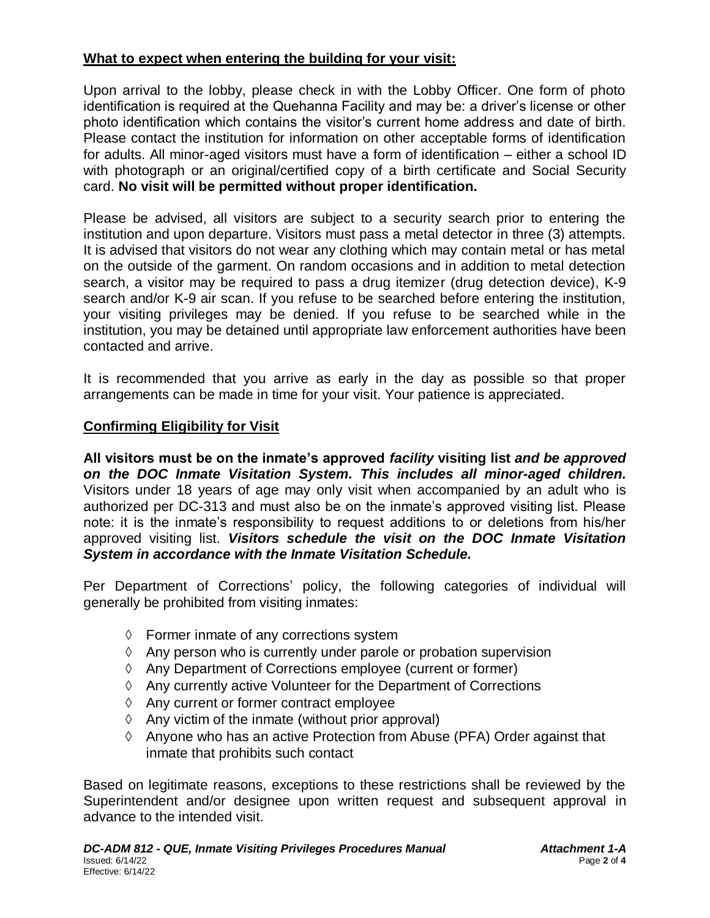## **What to expect when entering the building for your visit:**

Upon arrival to the lobby, please check in with the Lobby Officer. One form of photo identification is required at the Quehanna Facility and may be: a driver's license or other photo identification which contains the visitor's current home address and date of birth. Please contact the institution for information on other acceptable forms of identification for adults. All minor-aged visitors must have a form of identification – either a school ID with photograph or an original/certified copy of a birth certificate and Social Security card. **No visit will be permitted without proper identification.**

Please be advised, all visitors are subject to a security search prior to entering the institution and upon departure. Visitors must pass a metal detector in three (3) attempts. It is advised that visitors do not wear any clothing which may contain metal or has metal on the outside of the garment. On random occasions and in addition to metal detection search, a visitor may be required to pass a drug itemizer (drug detection device), K-9 search and/or K-9 air scan. If you refuse to be searched before entering the institution, your visiting privileges may be denied. If you refuse to be searched while in the institution, you may be detained until appropriate law enforcement authorities have been contacted and arrive.

It is recommended that you arrive as early in the day as possible so that proper arrangements can be made in time for your visit. Your patience is appreciated.

## **Confirming Eligibility for Visit**

**All visitors must be on the inmate's approved *facility* visiting list *and be approved on the DOC Inmate Visitation System. This includes all minor-aged children.*** Visitors under 18 years of age may only visit when accompanied by an adult who is authorized per DC-313 and must also be on the inmate's approved visiting list. Please note: it is the inmate's responsibility to request additions to or deletions from his/her approved visiting list. ***Visitors schedule the visit on the DOC Inmate Visitation System in accordance with the Inmate Visitation Schedule.***

Per Department of Corrections' policy, the following categories of individual will generally be prohibited from visiting inmates:

- Former inmate of any corrections system
- Any person who is currently under parole or probation supervision
- Any Department of Corrections employee (current or former)
- Any currently active Volunteer for the Department of Corrections
- Any current or former contract employee
- Any victim of the inmate (without prior approval)
- Anyone who has an active Protection from Abuse (PFA) Order against that inmate that prohibits such contact

Based on legitimate reasons, exceptions to these restrictions shall be reviewed by the Superintendent and/or designee upon written request and subsequent approval in advance to the intended visit.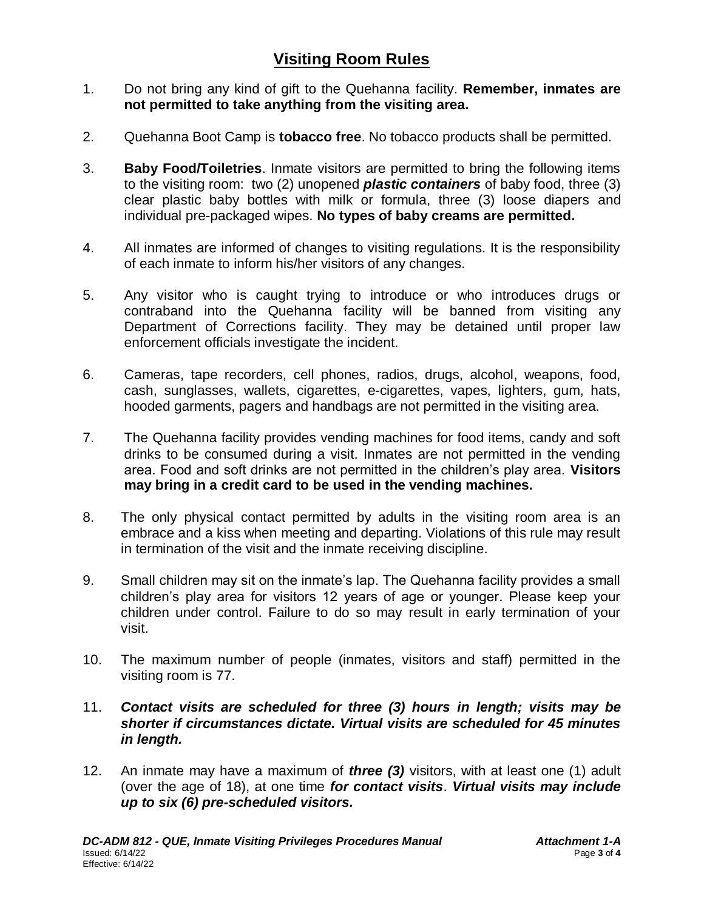## Visiting Room Rules

1. Do not bring any kind of gift to the Quehanna facility. **Remember, inmates are not permitted to take anything from the visiting area.**

2. Quehanna Boot Camp is **tobacco free**. No tobacco products shall be permitted.

3. **Baby Food/Toiletries**. Inmate visitors are permitted to bring the following items to the visiting room: two (2) unopened ***plastic containers*** of baby food, three (3) clear plastic baby bottles with milk or formula, three (3) loose diapers and individual pre-packaged wipes. **No types of baby creams are permitted.**

4. All inmates are informed of changes to visiting regulations. It is the responsibility of each inmate to inform his/her visitors of any changes.

5. Any visitor who is caught trying to introduce or who introduces drugs or contraband into the Quehanna facility will be banned from visiting any Department of Corrections facility. They may be detained until proper law enforcement officials investigate the incident.

6. Cameras, tape recorders, cell phones, radios, drugs, alcohol, weapons, food, cash, sunglasses, wallets, cigarettes, e-cigarettes, vapes, lighters, gum, hats, hooded garments, pagers and handbags are not permitted in the visiting area.

7. The Quehanna facility provides vending machines for food items, candy and soft drinks to be consumed during a visit. Inmates are not permitted in the vending area. Food and soft drinks are not permitted in the children's play area. **Visitors may bring in a credit card to be used in the vending machines.**

8. The only physical contact permitted by adults in the visiting room area is an embrace and a kiss when meeting and departing. Violations of this rule may result in termination of the visit and the inmate receiving discipline.

9. Small children may sit on the inmate's lap. The Quehanna facility provides a small children's play area for visitors 12 years of age or younger. Please keep your children under control. Failure to do so may result in early termination of your visit.

10. The maximum number of people (inmates, visitors and staff) permitted in the visiting room is 77.

11. ***Contact visits are scheduled for three (3) hours in length; visits may be shorter if circumstances dictate. Virtual visits are scheduled for 45 minutes in length.***

12. An inmate may have a maximum of ***three (3)*** visitors, with at least one (1) adult (over the age of 18), at one time ***for contact visits***. ***Virtual visits may include up to six (6) pre-scheduled visitors.***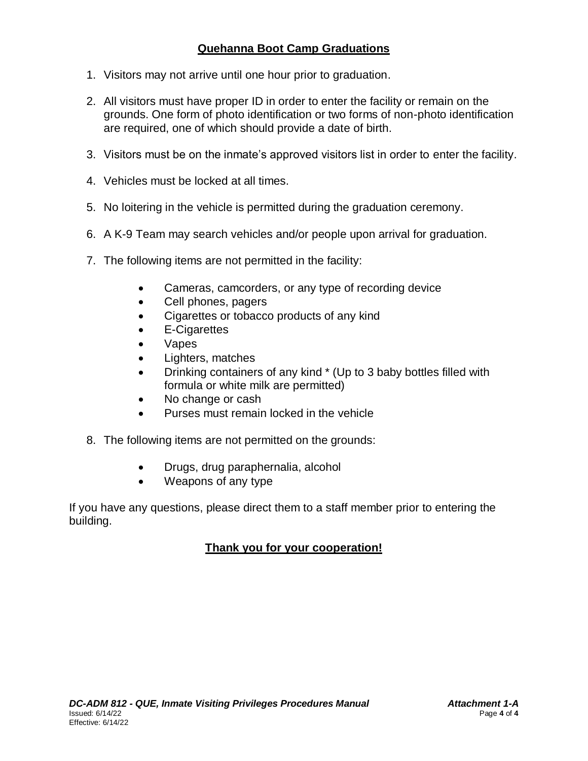## **Quehanna Boot Camp Graduations**

1. Visitors may not arrive until one hour prior to graduation.

2. All visitors must have proper ID in order to enter the facility or remain on the grounds. One form of photo identification or two forms of non-photo identification are required, one of which should provide a date of birth.

3. Visitors must be on the inmate's approved visitors list in order to enter the facility.

4. Vehicles must be locked at all times.

5. No loitering in the vehicle is permitted during the graduation ceremony.

6. A K-9 Team may search vehicles and/or people upon arrival for graduation.

7. The following items are not permitted in the facility:

   - Cameras, camcorders, or any type of recording device
   - Cell phones, pagers
   - Cigarettes or tobacco products of any kind
   - E-Cigarettes
   - Vapes
   - Lighters, matches
   - Drinking containers of any kind * (Up to 3 baby bottles filled with formula or white milk are permitted)
   - No change or cash
   - Purses must remain locked in the vehicle

8. The following items are not permitted on the grounds:

   - Drugs, drug paraphernalia, alcohol
   - Weapons of any type

If you have any questions, please direct them to a staff member prior to entering the building.

**Thank you for your cooperation!**